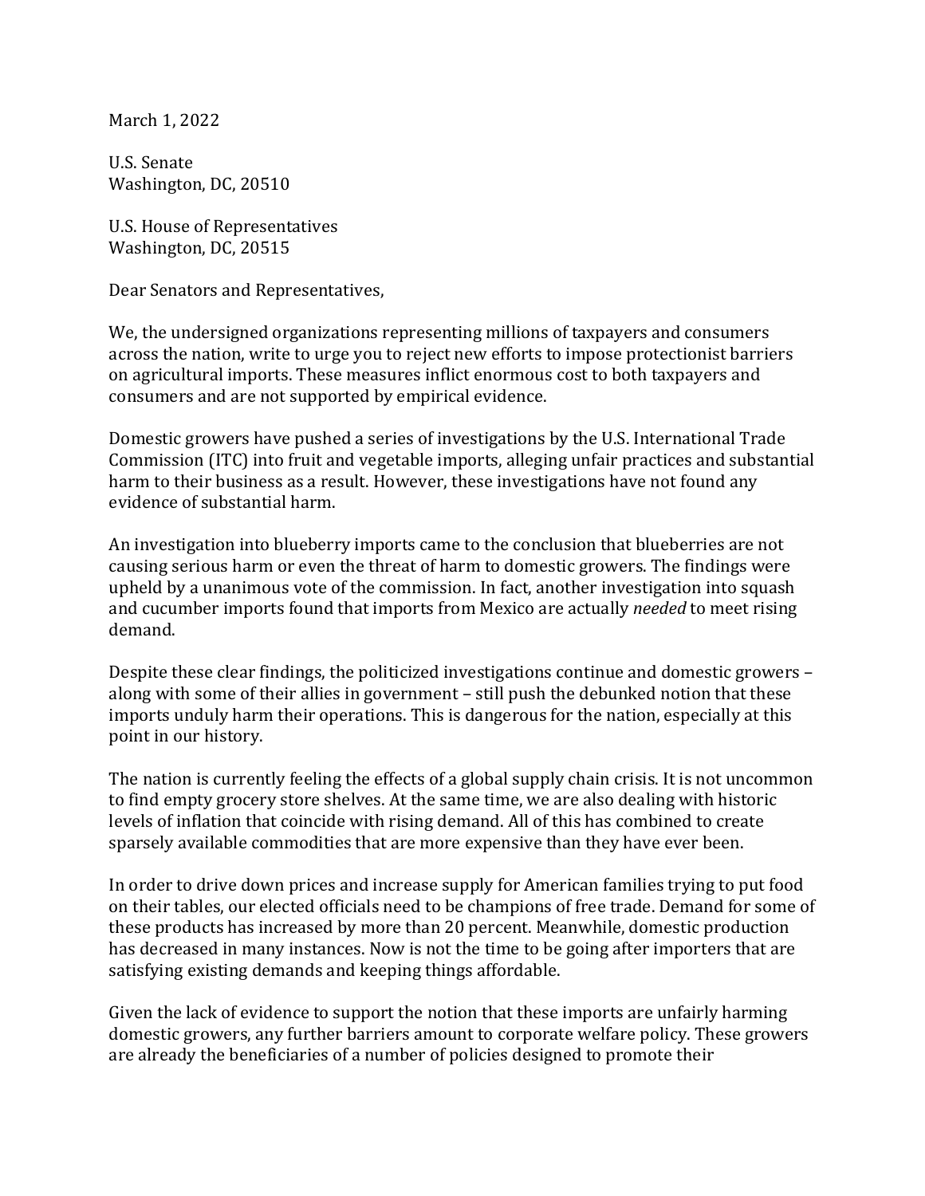March 1, 2022

U.S. Senate
Washington, DC, 20510

U.S. House of Representatives
Washington, DC, 20515

Dear Senators and Representatives,

We, the undersigned organizations representing millions of taxpayers and consumers across the nation, write to urge you to reject new efforts to impose protectionist barriers on agricultural imports. These measures inflict enormous cost to both taxpayers and consumers and are not supported by empirical evidence.

Domestic growers have pushed a series of investigations by the U.S. International Trade Commission (ITC) into fruit and vegetable imports, alleging unfair practices and substantial harm to their business as a result. However, these investigations have not found any evidence of substantial harm.

An investigation into blueberry imports came to the conclusion that blueberries are not causing serious harm or even the threat of harm to domestic growers. The findings were upheld by a unanimous vote of the commission. In fact, another investigation into squash and cucumber imports found that imports from Mexico are actually *needed* to meet rising demand.

Despite these clear findings, the politicized investigations continue and domestic growers – along with some of their allies in government – still push the debunked notion that these imports unduly harm their operations. This is dangerous for the nation, especially at this point in our history.

The nation is currently feeling the effects of a global supply chain crisis. It is not uncommon to find empty grocery store shelves. At the same time, we are also dealing with historic levels of inflation that coincide with rising demand. All of this has combined to create sparsely available commodities that are more expensive than they have ever been.

In order to drive down prices and increase supply for American families trying to put food on their tables, our elected officials need to be champions of free trade. Demand for some of these products has increased by more than 20 percent. Meanwhile, domestic production has decreased in many instances. Now is not the time to be going after importers that are satisfying existing demands and keeping things affordable.

Given the lack of evidence to support the notion that these imports are unfairly harming domestic growers, any further barriers amount to corporate welfare policy. These growers are already the beneficiaries of a number of policies designed to promote their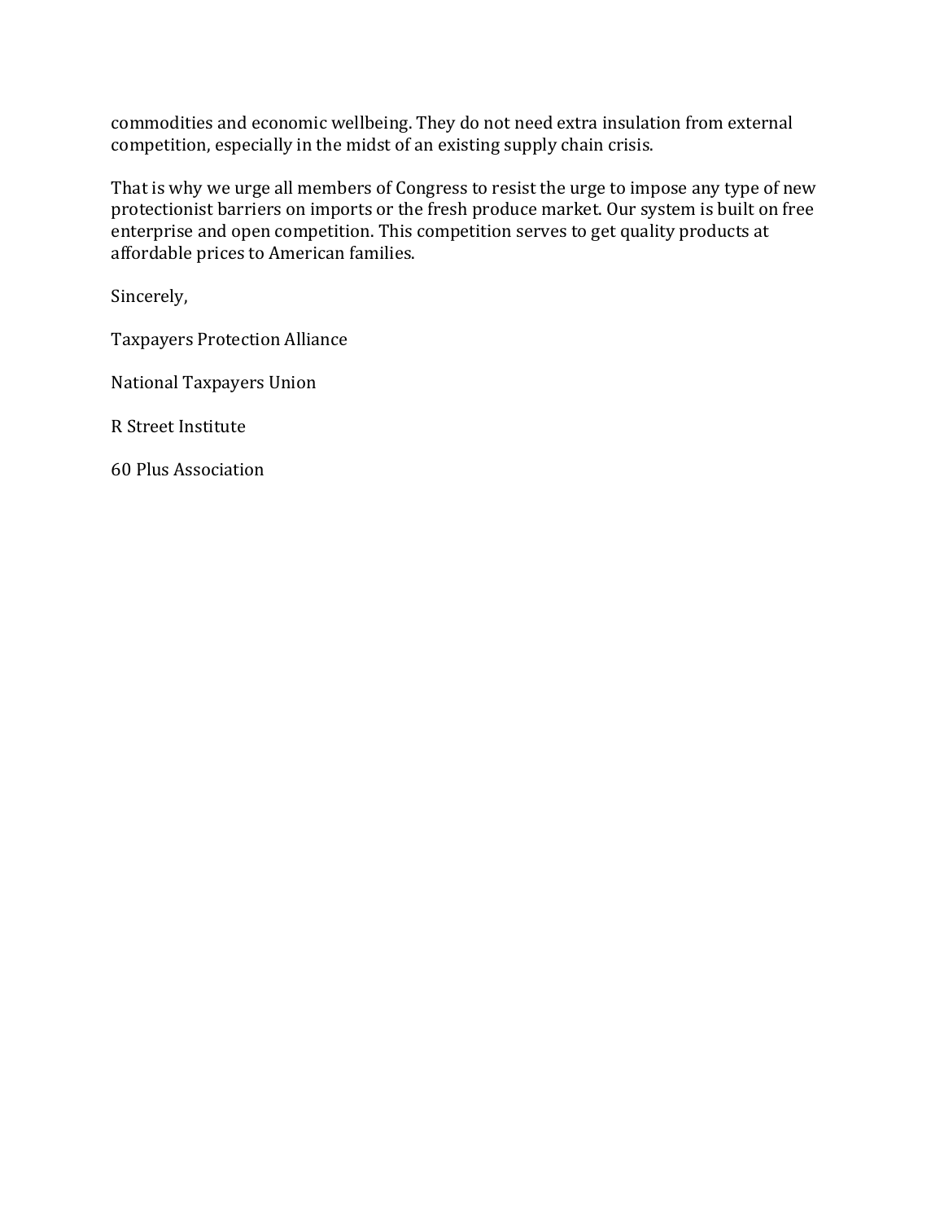commodities and economic wellbeing. They do not need extra insulation from external competition, especially in the midst of an existing supply chain crisis.

That is why we urge all members of Congress to resist the urge to impose any type of new protectionist barriers on imports or the fresh produce market. Our system is built on free enterprise and open competition. This competition serves to get quality products at affordable prices to American families.

Sincerely,

Taxpayers Protection Alliance

National Taxpayers Union

R Street Institute

60 Plus Association